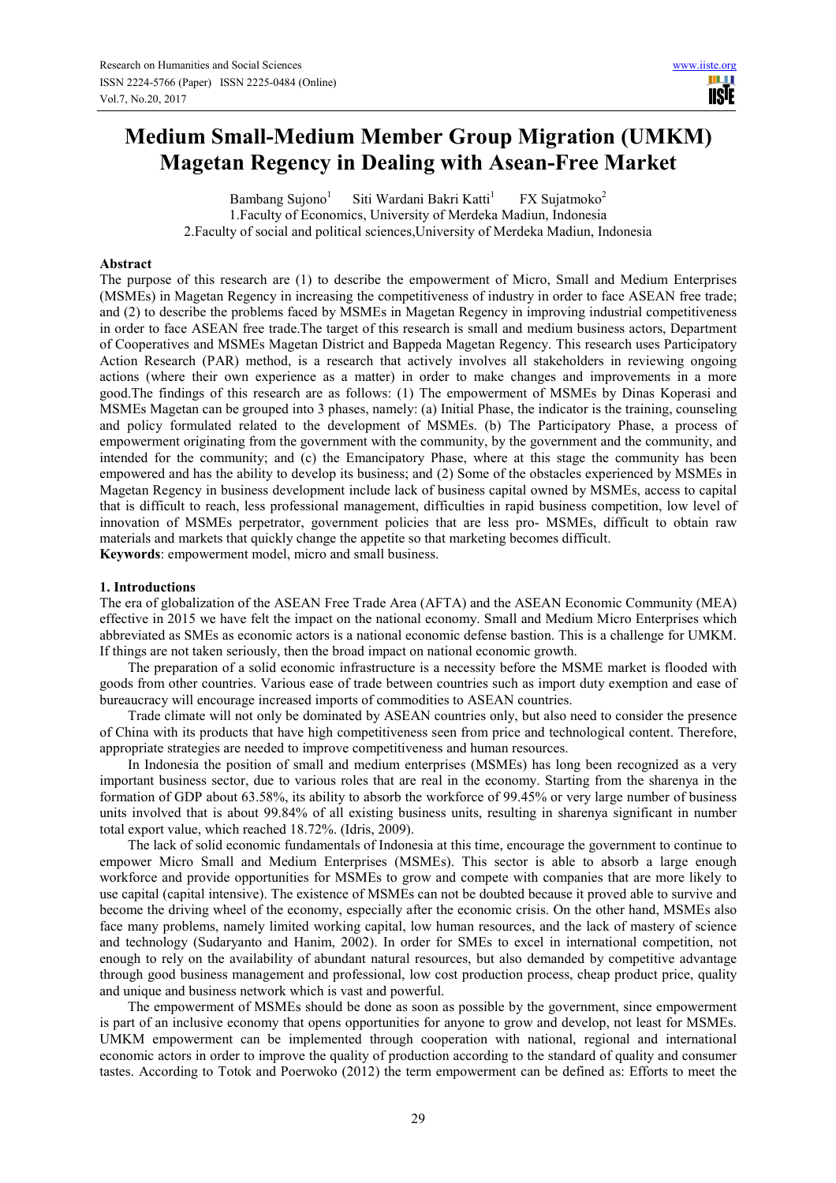# Medium Small-Medium Member Group Migration (UMKM) Magetan Regency in Dealing with Asean-Free Market

Bambang Sujono[1] Siti Wardani Bakri Katti[1] FX Sujatmoko[2]

1.Faculty of Economics, University of Merdeka Madiun, Indonesia

2.Faculty of social and political sciences,University of Merdeka Madiun, Indonesia

## Abstract

The purpose of this research are (1) to describe the empowerment of Micro, Small and Medium Enterprises (MSMEs) in Magetan Regency in increasing the competitiveness of industry in order to face ASEAN free trade; and (2) to describe the problems faced by MSMEs in Magetan Regency in improving industrial competitiveness in order to face ASEAN free trade.The target of this research is small and medium business actors, Department of Cooperatives and MSMEs Magetan District and Bappeda Magetan Regency. This research uses Participatory Action Research (PAR) method, is a research that actively involves all stakeholders in reviewing ongoing actions (where their own experience as a matter) in order to make changes and improvements in a more good.The findings of this research are as follows: (1) The empowerment of MSMEs by Dinas Koperasi and MSMEs Magetan can be grouped into 3 phases, namely: (a) Initial Phase, the indicator is the training, counseling and policy formulated related to the development of MSMEs. (b) The Participatory Phase, a process of empowerment originating from the government with the community, by the government and the community, and intended for the community; and (c) the Emancipatory Phase, where at this stage the community has been empowered and has the ability to develop its business; and (2) Some of the obstacles experienced by MSMEs in Magetan Regency in business development include lack of business capital owned by MSMEs, access to capital that is difficult to reach, less professional management, difficulties in rapid business competition, low level of innovation of MSMEs perpetrator, government policies that are less pro- MSMEs, difficult to obtain raw materials and markets that quickly change the appetite so that marketing becomes difficult.

**Keywords**: empowerment model, micro and small business.

## 1. Introductions

The era of globalization of the ASEAN Free Trade Area (AFTA) and the ASEAN Economic Community (MEA) effective in 2015 we have felt the impact on the national economy. Small and Medium Micro Enterprises which abbreviated as SMEs as economic actors is a national economic defense bastion. This is a challenge for UMKM. If things are not taken seriously, then the broad impact on national economic growth.

The preparation of a solid economic infrastructure is a necessity before the MSME market is flooded with goods from other countries. Various ease of trade between countries such as import duty exemption and ease of bureaucracy will encourage increased imports of commodities to ASEAN countries.

Trade climate will not only be dominated by ASEAN countries only, but also need to consider the presence of China with its products that have high competitiveness seen from price and technological content. Therefore, appropriate strategies are needed to improve competitiveness and human resources.

In Indonesia the position of small and medium enterprises (MSMEs) has long been recognized as a very important business sector, due to various roles that are real in the economy. Starting from the sharenya in the formation of GDP about 63.58%, its ability to absorb the workforce of 99.45% or very large number of business units involved that is about 99.84% of all existing business units, resulting in sharenya significant in number total export value, which reached 18.72%. (Idris, 2009).

The lack of solid economic fundamentals of Indonesia at this time, encourage the government to continue to empower Micro Small and Medium Enterprises (MSMEs). This sector is able to absorb a large enough workforce and provide opportunities for MSMEs to grow and compete with companies that are more likely to use capital (capital intensive). The existence of MSMEs can not be doubted because it proved able to survive and become the driving wheel of the economy, especially after the economic crisis. On the other hand, MSMEs also face many problems, namely limited working capital, low human resources, and the lack of mastery of science and technology (Sudaryanto and Hanim, 2002). In order for SMEs to excel in international competition, not enough to rely on the availability of abundant natural resources, but also demanded by competitive advantage through good business management and professional, low cost production process, cheap product price, quality and unique and business network which is vast and powerful.

The empowerment of MSMEs should be done as soon as possible by the government, since empowerment is part of an inclusive economy that opens opportunities for anyone to grow and develop, not least for MSMEs. UMKM empowerment can be implemented through cooperation with national, regional and international economic actors in order to improve the quality of production according to the standard of quality and consumer tastes. According to Totok and Poerwoko (2012) the term empowerment can be defined as: Efforts to meet the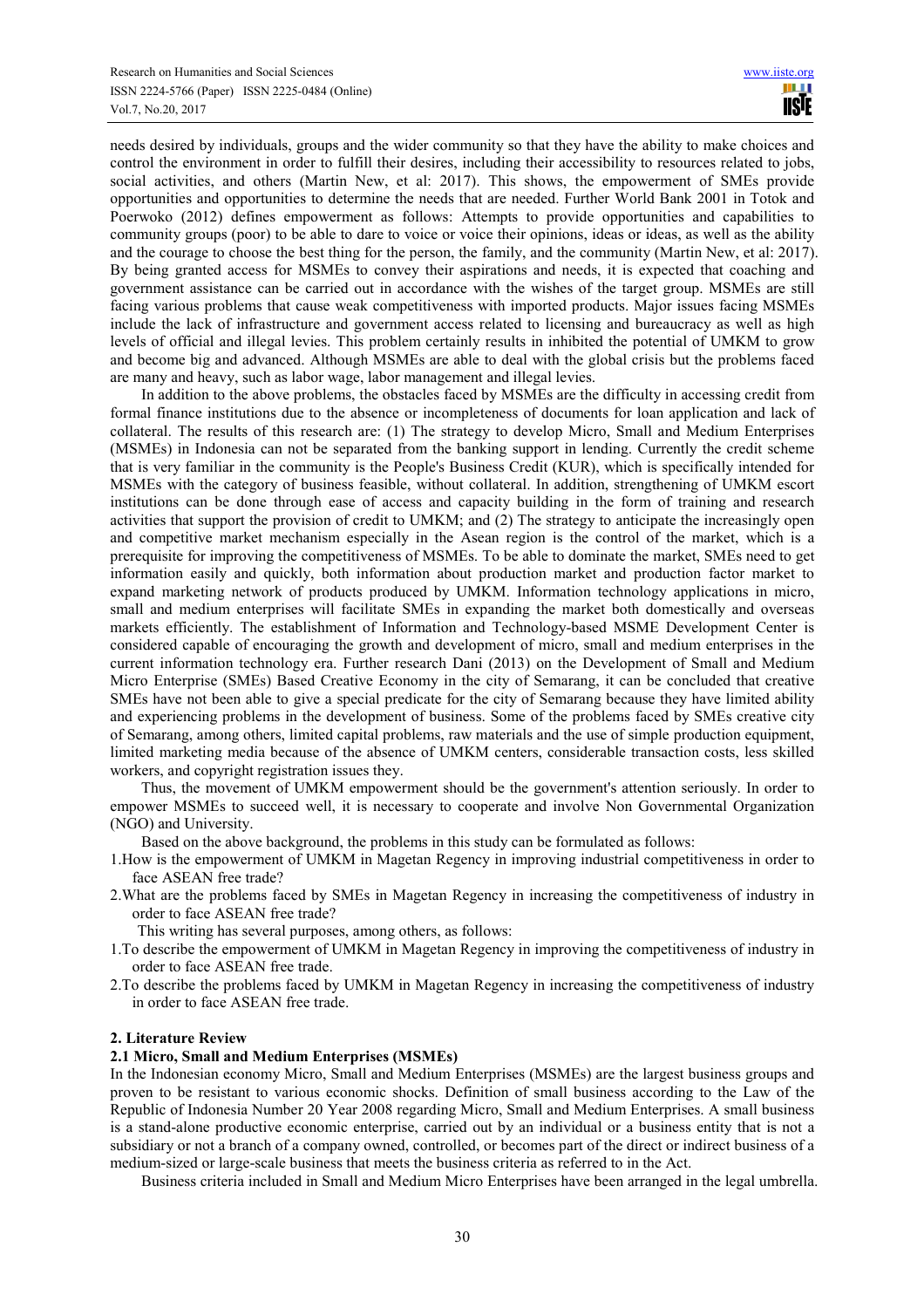needs desired by individuals, groups and the wider community so that they have the ability to make choices and control the environment in order to fulfill their desires, including their accessibility to resources related to jobs, social activities, and others (Martin New, et al: 2017). This shows, the empowerment of SMEs provide opportunities and opportunities to determine the needs that are needed. Further World Bank 2001 in Totok and Poerwoko (2012) defines empowerment as follows: Attempts to provide opportunities and capabilities to community groups (poor) to be able to dare to voice or voice their opinions, ideas or ideas, as well as the ability and the courage to choose the best thing for the person, the family, and the community (Martin New, et al: 2017). By being granted access for MSMEs to convey their aspirations and needs, it is expected that coaching and government assistance can be carried out in accordance with the wishes of the target group. MSMEs are still facing various problems that cause weak competitiveness with imported products. Major issues facing MSMEs include the lack of infrastructure and government access related to licensing and bureaucracy as well as high levels of official and illegal levies. This problem certainly results in inhibited the potential of UMKM to grow and become big and advanced. Although MSMEs are able to deal with the global crisis but the problems faced are many and heavy, such as labor wage, labor management and illegal levies.

In addition to the above problems, the obstacles faced by MSMEs are the difficulty in accessing credit from formal finance institutions due to the absence or incompleteness of documents for loan application and lack of collateral. The results of this research are: (1) The strategy to develop Micro, Small and Medium Enterprises (MSMEs) in Indonesia can not be separated from the banking support in lending. Currently the credit scheme that is very familiar in the community is the People's Business Credit (KUR), which is specifically intended for MSMEs with the category of business feasible, without collateral. In addition, strengthening of UMKM escort institutions can be done through ease of access and capacity building in the form of training and research activities that support the provision of credit to UMKM; and (2) The strategy to anticipate the increasingly open and competitive market mechanism especially in the Asean region is the control of the market, which is a prerequisite for improving the competitiveness of MSMEs. To be able to dominate the market, SMEs need to get information easily and quickly, both information about production market and production factor market to expand marketing network of products produced by UMKM. Information technology applications in micro, small and medium enterprises will facilitate SMEs in expanding the market both domestically and overseas markets efficiently. The establishment of Information and Technology-based MSME Development Center is considered capable of encouraging the growth and development of micro, small and medium enterprises in the current information technology era. Further research Dani (2013) on the Development of Small and Medium Micro Enterprise (SMEs) Based Creative Economy in the city of Semarang, it can be concluded that creative SMEs have not been able to give a special predicate for the city of Semarang because they have limited ability and experiencing problems in the development of business. Some of the problems faced by SMEs creative city of Semarang, among others, limited capital problems, raw materials and the use of simple production equipment, limited marketing media because of the absence of UMKM centers, considerable transaction costs, less skilled workers, and copyright registration issues they.

Thus, the movement of UMKM empowerment should be the government's attention seriously. In order to empower MSMEs to succeed well, it is necessary to cooperate and involve Non Governmental Organization (NGO) and University.

Based on the above background, the problems in this study can be formulated as follows:

1. How is the empowerment of UMKM in Magetan Regency in improving industrial competitiveness in order to face ASEAN free trade?
2. What are the problems faced by SMEs in Magetan Regency in increasing the competitiveness of industry in order to face ASEAN free trade?

This writing has several purposes, among others, as follows:

1. To describe the empowerment of UMKM in Magetan Regency in improving the competitiveness of industry in order to face ASEAN free trade.
2. To describe the problems faced by UMKM in Magetan Regency in increasing the competitiveness of industry in order to face ASEAN free trade.

## 2. Literature Review

### 2.1 Micro, Small and Medium Enterprises (MSMEs)

In the Indonesian economy Micro, Small and Medium Enterprises (MSMEs) are the largest business groups and proven to be resistant to various economic shocks. Definition of small business according to the Law of the Republic of Indonesia Number 20 Year 2008 regarding Micro, Small and Medium Enterprises. A small business is a stand-alone productive economic enterprise, carried out by an individual or a business entity that is not a subsidiary or not a branch of a company owned, controlled, or becomes part of the direct or indirect business of a medium-sized or large-scale business that meets the business criteria as referred to in the Act.

Business criteria included in Small and Medium Micro Enterprises have been arranged in the legal umbrella.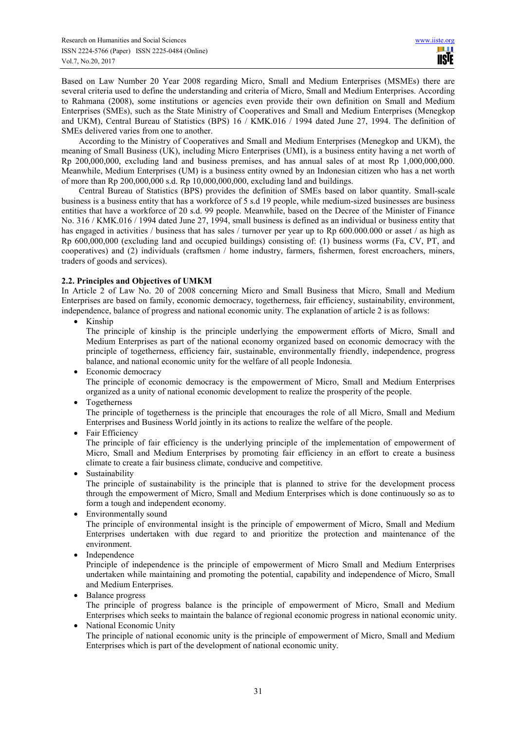Based on Law Number 20 Year 2008 regarding Micro, Small and Medium Enterprises (MSMEs) there are several criteria used to define the understanding and criteria of Micro, Small and Medium Enterprises. According to Rahmana (2008), some institutions or agencies even provide their own definition on Small and Medium Enterprises (SMEs), such as the State Ministry of Cooperatives and Small and Medium Enterprises (Menegkop and UKM), Central Bureau of Statistics (BPS) 16 / KMK.016 / 1994 dated June 27, 1994. The definition of SMEs delivered varies from one to another.

According to the Ministry of Cooperatives and Small and Medium Enterprises (Menegkop and UKM), the meaning of Small Business (UK), including Micro Enterprises (UMI), is a business entity having a net worth of Rp 200,000,000, excluding land and business premises, and has annual sales of at most Rp 1,000,000,000. Meanwhile, Medium Enterprises (UM) is a business entity owned by an Indonesian citizen who has a net worth of more than Rp 200,000,000 s.d. Rp 10,000,000,000, excluding land and buildings.

Central Bureau of Statistics (BPS) provides the definition of SMEs based on labor quantity. Small-scale business is a business entity that has a workforce of 5 s.d 19 people, while medium-sized businesses are business entities that have a workforce of 20 s.d. 99 people. Meanwhile, based on the Decree of the Minister of Finance No. 316 / KMK.016 / 1994 dated June 27, 1994, small business is defined as an individual or business entity that has engaged in activities / business that has sales / turnover per year up to Rp 600.000.000 or asset / as high as Rp 600,000,000 (excluding land and occupied buildings) consisting of: (1) business worms (Fa, CV, PT, and cooperatives) and (2) individuals (craftsmen / home industry, farmers, fishermen, forest encroachers, miners, traders of goods and services).

### 2.2. Principles and Objectives of UMKM

In Article 2 of Law No. 20 of 2008 concerning Micro and Small Business that Micro, Small and Medium Enterprises are based on family, economic democracy, togetherness, fair efficiency, sustainability, environment, independence, balance of progress and national economic unity. The explanation of article 2 is as follows:

- Kinship
  The principle of kinship is the principle underlying the empowerment efforts of Micro, Small and Medium Enterprises as part of the national economy organized based on economic democracy with the principle of togetherness, efficiency fair, sustainable, environmentally friendly, independence, progress balance, and national economic unity for the welfare of all people Indonesia.
- Economic democracy
  The principle of economic democracy is the empowerment of Micro, Small and Medium Enterprises organized as a unity of national economic development to realize the prosperity of the people.
- Togetherness
  The principle of togetherness is the principle that encourages the role of all Micro, Small and Medium Enterprises and Business World jointly in its actions to realize the welfare of the people.
- Fair Efficiency
  The principle of fair efficiency is the underlying principle of the implementation of empowerment of Micro, Small and Medium Enterprises by promoting fair efficiency in an effort to create a business climate to create a fair business climate, conducive and competitive.
- Sustainability
  The principle of sustainability is the principle that is planned to strive for the development process through the empowerment of Micro, Small and Medium Enterprises which is done continuously so as to form a tough and independent economy.
- Environmentally sound
  The principle of environmental insight is the principle of empowerment of Micro, Small and Medium Enterprises undertaken with due regard to and prioritize the protection and maintenance of the environment.
- Independence
  Principle of independence is the principle of empowerment of Micro Small and Medium Enterprises undertaken while maintaining and promoting the potential, capability and independence of Micro, Small and Medium Enterprises.
- Balance progress
  The principle of progress balance is the principle of empowerment of Micro, Small and Medium Enterprises which seeks to maintain the balance of regional economic progress in national economic unity.
- National Economic Unity
  The principle of national economic unity is the principle of empowerment of Micro, Small and Medium Enterprises which is part of the development of national economic unity.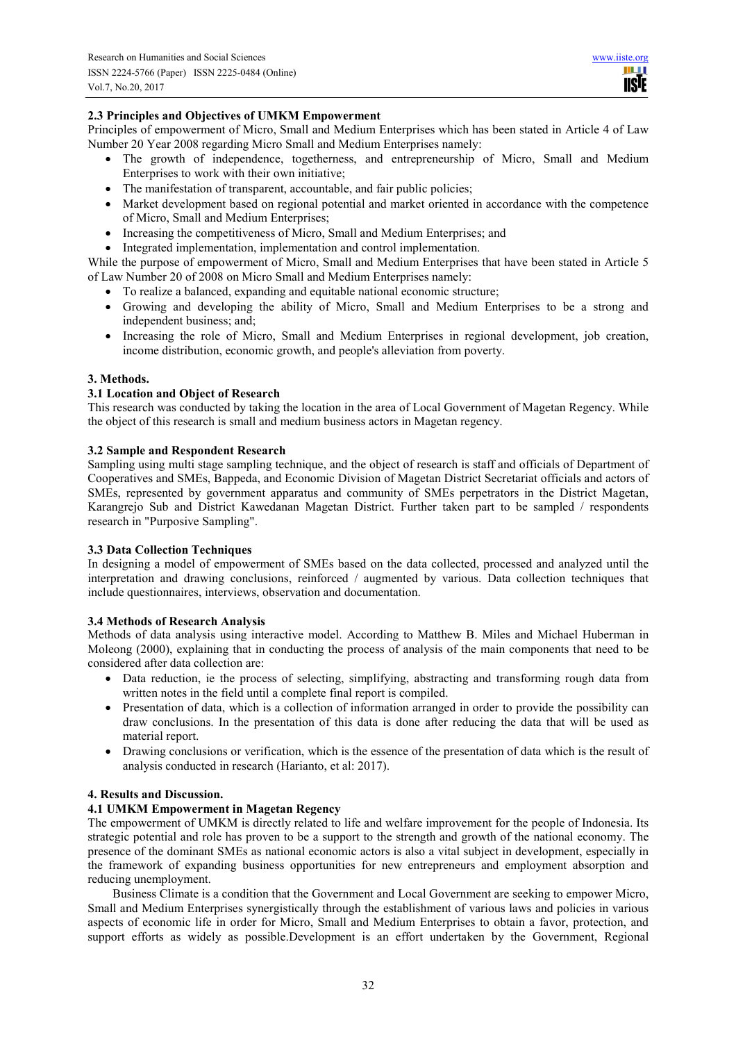### 2.3 Principles and Objectives of UMKM Empowerment

Principles of empowerment of Micro, Small and Medium Enterprises which has been stated in Article 4 of Law Number 20 Year 2008 regarding Micro Small and Medium Enterprises namely:

- The growth of independence, togetherness, and entrepreneurship of Micro, Small and Medium Enterprises to work with their own initiative;
- The manifestation of transparent, accountable, and fair public policies;
- Market development based on regional potential and market oriented in accordance with the competence of Micro, Small and Medium Enterprises;
- Increasing the competitiveness of Micro, Small and Medium Enterprises; and
- Integrated implementation, implementation and control implementation.

While the purpose of empowerment of Micro, Small and Medium Enterprises that have been stated in Article 5 of Law Number 20 of 2008 on Micro Small and Medium Enterprises namely:

- To realize a balanced, expanding and equitable national economic structure;
- Growing and developing the ability of Micro, Small and Medium Enterprises to be a strong and independent business; and;
- Increasing the role of Micro, Small and Medium Enterprises in regional development, job creation, income distribution, economic growth, and people's alleviation from poverty.

## 3. Methods.

### 3.1 Location and Object of Research

This research was conducted by taking the location in the area of Local Government of Magetan Regency. While the object of this research is small and medium business actors in Magetan regency.

### 3.2 Sample and Respondent Research

Sampling using multi stage sampling technique, and the object of research is staff and officials of Department of Cooperatives and SMEs, Bappeda, and Economic Division of Magetan District Secretariat officials and actors of SMEs, represented by government apparatus and community of SMEs perpetrators in the District Magetan, Karangrejo Sub and District Kawedanan Magetan District. Further taken part to be sampled / respondents research in "Purposive Sampling".

### 3.3 Data Collection Techniques

In designing a model of empowerment of SMEs based on the data collected, processed and analyzed until the interpretation and drawing conclusions, reinforced / augmented by various. Data collection techniques that include questionnaires, interviews, observation and documentation.

### 3.4 Methods of Research Analysis

Methods of data analysis using interactive model. According to Matthew B. Miles and Michael Huberman in Moleong (2000), explaining that in conducting the process of analysis of the main components that need to be considered after data collection are:

- Data reduction, ie the process of selecting, simplifying, abstracting and transforming rough data from written notes in the field until a complete final report is compiled.
- Presentation of data, which is a collection of information arranged in order to provide the possibility can draw conclusions. In the presentation of this data is done after reducing the data that will be used as material report.
- Drawing conclusions or verification, which is the essence of the presentation of data which is the result of analysis conducted in research (Harianto, et al: 2017).

## 4. Results and Discussion.

### 4.1 UMKM Empowerment in Magetan Regency

The empowerment of UMKM is directly related to life and welfare improvement for the people of Indonesia. Its strategic potential and role has proven to be a support to the strength and growth of the national economy. The presence of the dominant SMEs as national economic actors is also a vital subject in development, especially in the framework of expanding business opportunities for new entrepreneurs and employment absorption and reducing unemployment.

Business Climate is a condition that the Government and Local Government are seeking to empower Micro, Small and Medium Enterprises synergistically through the establishment of various laws and policies in various aspects of economic life in order for Micro, Small and Medium Enterprises to obtain a favor, protection, and support efforts as widely as possible.Development is an effort undertaken by the Government, Regional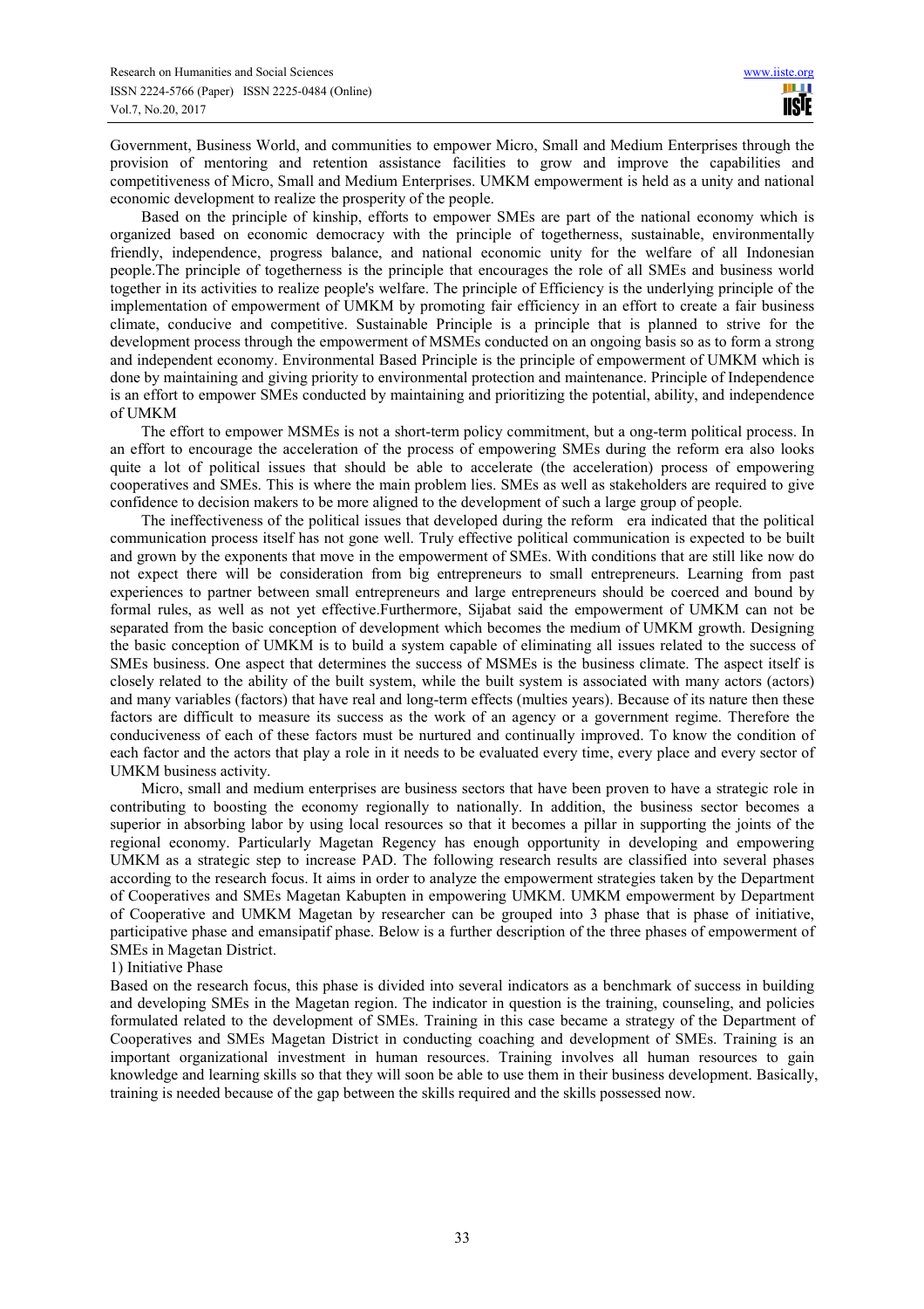Government, Business World, and communities to empower Micro, Small and Medium Enterprises through the provision of mentoring and retention assistance facilities to grow and improve the capabilities and competitiveness of Micro, Small and Medium Enterprises. UMKM empowerment is held as a unity and national economic development to realize the prosperity of the people.

Based on the principle of kinship, efforts to empower SMEs are part of the national economy which is organized based on economic democracy with the principle of togetherness, sustainable, environmentally friendly, independence, progress balance, and national economic unity for the welfare of all Indonesian people.The principle of togetherness is the principle that encourages the role of all SMEs and business world together in its activities to realize people's welfare. The principle of Efficiency is the underlying principle of the implementation of empowerment of UMKM by promoting fair efficiency in an effort to create a fair business climate, conducive and competitive. Sustainable Principle is a principle that is planned to strive for the development process through the empowerment of MSMEs conducted on an ongoing basis so as to form a strong and independent economy. Environmental Based Principle is the principle of empowerment of UMKM which is done by maintaining and giving priority to environmental protection and maintenance. Principle of Independence is an effort to empower SMEs conducted by maintaining and prioritizing the potential, ability, and independence of UMKM

The effort to empower MSMEs is not a short-term policy commitment, but a ong-term political process. In an effort to encourage the acceleration of the process of empowering SMEs during the reform era also looks quite a lot of political issues that should be able to accelerate (the acceleration) process of empowering cooperatives and SMEs. This is where the main problem lies. SMEs as well as stakeholders are required to give confidence to decision makers to be more aligned to the development of such a large group of people.

The ineffectiveness of the political issues that developed during the reform era indicated that the political communication process itself has not gone well. Truly effective political communication is expected to be built and grown by the exponents that move in the empowerment of SMEs. With conditions that are still like now do not expect there will be consideration from big entrepreneurs to small entrepreneurs. Learning from past experiences to partner between small entrepreneurs and large entrepreneurs should be coerced and bound by formal rules, as well as not yet effective.Furthermore, Sijabat said the empowerment of UMKM can not be separated from the basic conception of development which becomes the medium of UMKM growth. Designing the basic conception of UMKM is to build a system capable of eliminating all issues related to the success of SMEs business. One aspect that determines the success of MSMEs is the business climate. The aspect itself is closely related to the ability of the built system, while the built system is associated with many actors (actors) and many variables (factors) that have real and long-term effects (multies years). Because of its nature then these factors are difficult to measure its success as the work of an agency or a government regime. Therefore the conduciveness of each of these factors must be nurtured and continually improved. To know the condition of each factor and the actors that play a role in it needs to be evaluated every time, every place and every sector of UMKM business activity.

Micro, small and medium enterprises are business sectors that have been proven to have a strategic role in contributing to boosting the economy regionally to nationally. In addition, the business sector becomes a superior in absorbing labor by using local resources so that it becomes a pillar in supporting the joints of the regional economy. Particularly Magetan Regency has enough opportunity in developing and empowering UMKM as a strategic step to increase PAD. The following research results are classified into several phases according to the research focus. It aims in order to analyze the empowerment strategies taken by the Department of Cooperatives and SMEs Magetan Kabupten in empowering UMKM. UMKM empowerment by Department of Cooperative and UMKM Magetan by researcher can be grouped into 3 phase that is phase of initiative, participative phase and emansipatif phase. Below is a further description of the three phases of empowerment of SMEs in Magetan District.

1) Initiative Phase

Based on the research focus, this phase is divided into several indicators as a benchmark of success in building and developing SMEs in the Magetan region. The indicator in question is the training, counseling, and policies formulated related to the development of SMEs. Training in this case became a strategy of the Department of Cooperatives and SMEs Magetan District in conducting coaching and development of SMEs. Training is an important organizational investment in human resources. Training involves all human resources to gain knowledge and learning skills so that they will soon be able to use them in their business development. Basically, training is needed because of the gap between the skills required and the skills possessed now.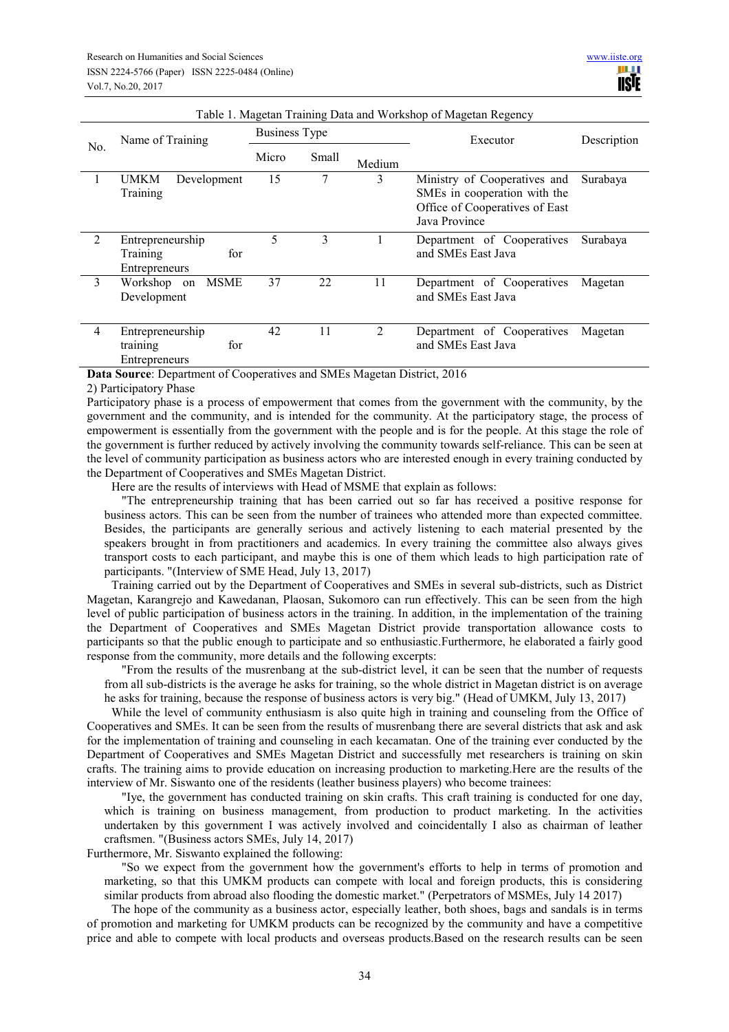Table 1. Magetan Training Data and Workshop of Magetan Regency

| No. | Name of Training | Business Type | | | Executor | Description |
|---|---|---|---|---|---|---|
| | | Micro | Small | Medium | | |
| 1 | UMKM Development Training | 15 | 7 | 3 | Ministry of Cooperatives and SMEs in cooperation with the Office of Cooperatives of East Java Province | Surabaya |
| 2 | Entrepreneurship Training for Entrepreneurs | 5 | 3 | 1 | Department of Cooperatives and SMEs East Java | Surabaya |
| 3 | Workshop on MSME Development | 37 | 22 | 11 | Department of Cooperatives and SMEs East Java | Magetan |
| 4 | Entrepreneurship training for Entrepreneurs | 42 | 11 | 2 | Department of Cooperatives and SMEs East Java | Magetan |

**Data Source**: Department of Cooperatives and SMEs Magetan District, 2016

2) Participatory Phase

Participatory phase is a process of empowerment that comes from the government with the community, by the government and the community, and is intended for the community. At the participatory stage, the process of empowerment is essentially from the government with the people and is for the people. At this stage the role of the government is further reduced by actively involving the community towards self-reliance. This can be seen at the level of community participation as business actors who are interested enough in every training conducted by the Department of Cooperatives and SMEs Magetan District.

Here are the results of interviews with Head of MSME that explain as follows:

> "The entrepreneurship training that has been carried out so far has received a positive response for business actors. This can be seen from the number of trainees who attended more than expected committee. Besides, the participants are generally serious and actively listening to each material presented by the speakers brought in from practitioners and academics. In every training the committee also always gives transport costs to each participant, and maybe this is one of them which leads to high participation rate of participants. "(Interview of SME Head, July 13, 2017)

Training carried out by the Department of Cooperatives and SMEs in several sub-districts, such as District Magetan, Karangrejo and Kawedanan, Plaosan, Sukomoro can run effectively. This can be seen from the high level of public participation of business actors in the training. In addition, in the implementation of the training the Department of Cooperatives and SMEs Magetan District provide transportation allowance costs to participants so that the public enough to participate and so enthusiastic.Furthermore, he elaborated a fairly good response from the community, more details and the following excerpts:

> "From the results of the musrenbang at the sub-district level, it can be seen that the number of requests from all sub-districts is the average he asks for training, so the whole district in Magetan district is on average he asks for training, because the response of business actors is very big." (Head of UMKM, July 13, 2017)

While the level of community enthusiasm is also quite high in training and counseling from the Office of Cooperatives and SMEs. It can be seen from the results of musrenbang there are several districts that ask and ask for the implementation of training and counseling in each kecamatan. One of the training ever conducted by the Department of Cooperatives and SMEs Magetan District and successfully met researchers is training on skin crafts. The training aims to provide education on increasing production to marketing.Here are the results of the interview of Mr. Siswanto one of the residents (leather business players) who become trainees:

> "Iye, the government has conducted training on skin crafts. This craft training is conducted for one day, which is training on business management, from production to product marketing. In the activities undertaken by this government I was actively involved and coincidentally I also as chairman of leather craftsmen. "(Business actors SMEs, July 14, 2017)

Furthermore, Mr. Siswanto explained the following:

> "So we expect from the government how the government's efforts to help in terms of promotion and marketing, so that this UMKM products can compete with local and foreign products, this is considering similar products from abroad also flooding the domestic market." (Perpetrators of MSMEs, July 14 2017)

The hope of the community as a business actor, especially leather, both shoes, bags and sandals is in terms of promotion and marketing for UMKM products can be recognized by the community and have a competitive price and able to compete with local products and overseas products.Based on the research results can be seen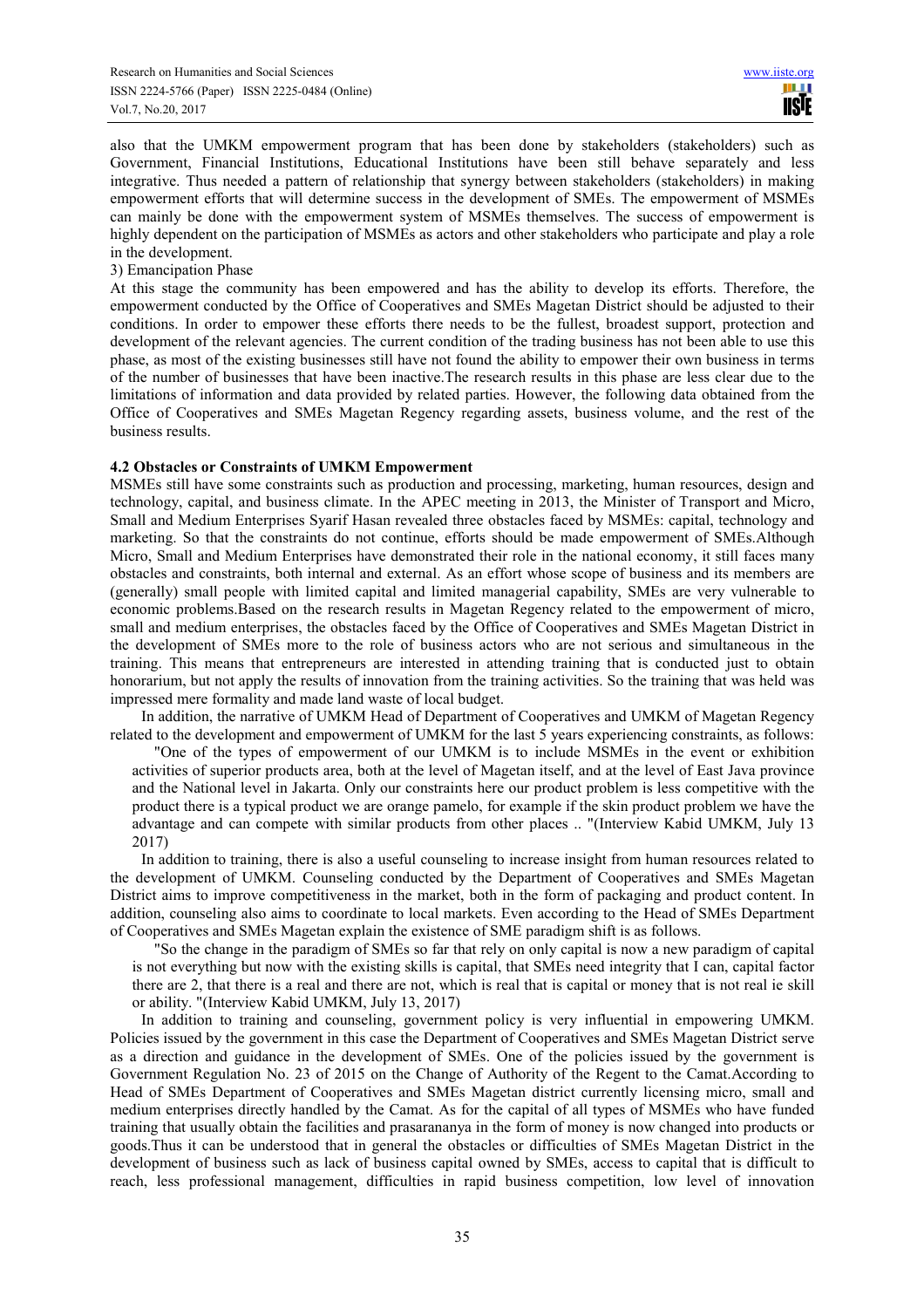also that the UMKM empowerment program that has been done by stakeholders (stakeholders) such as Government, Financial Institutions, Educational Institutions have been still behave separately and less integrative. Thus needed a pattern of relationship that synergy between stakeholders (stakeholders) in making empowerment efforts that will determine success in the development of SMEs. The empowerment of MSMEs can mainly be done with the empowerment system of MSMEs themselves. The success of empowerment is highly dependent on the participation of MSMEs as actors and other stakeholders who participate and play a role in the development.

3) Emancipation Phase

At this stage the community has been empowered and has the ability to develop its efforts. Therefore, the empowerment conducted by the Office of Cooperatives and SMEs Magetan District should be adjusted to their conditions. In order to empower these efforts there needs to be the fullest, broadest support, protection and development of the relevant agencies. The current condition of the trading business has not been able to use this phase, as most of the existing businesses still have not found the ability to empower their own business in terms of the number of businesses that have been inactive.The research results in this phase are less clear due to the limitations of information and data provided by related parties. However, the following data obtained from the Office of Cooperatives and SMEs Magetan Regency regarding assets, business volume, and the rest of the business results.

### 4.2 Obstacles or Constraints of UMKM Empowerment

MSMEs still have some constraints such as production and processing, marketing, human resources, design and technology, capital, and business climate. In the APEC meeting in 2013, the Minister of Transport and Micro, Small and Medium Enterprises Syarif Hasan revealed three obstacles faced by MSMEs: capital, technology and marketing. So that the constraints do not continue, efforts should be made empowerment of SMEs.Although Micro, Small and Medium Enterprises have demonstrated their role in the national economy, it still faces many obstacles and constraints, both internal and external. As an effort whose scope of business and its members are (generally) small people with limited capital and limited managerial capability, SMEs are very vulnerable to economic problems.Based on the research results in Magetan Regency related to the empowerment of micro, small and medium enterprises, the obstacles faced by the Office of Cooperatives and SMEs Magetan District in the development of SMEs more to the role of business actors who are not serious and simultaneous in the training. This means that entrepreneurs are interested in attending training that is conducted just to obtain honorarium, but not apply the results of innovation from the training activities. So the training that was held was impressed mere formality and made land waste of local budget.

In addition, the narrative of UMKM Head of Department of Cooperatives and UMKM of Magetan Regency related to the development and empowerment of UMKM for the last 5 years experiencing constraints, as follows:

> "One of the types of empowerment of our UMKM is to include MSMEs in the event or exhibition activities of superior products area, both at the level of Magetan itself, and at the level of East Java province and the National level in Jakarta. Only our constraints here our product problem is less competitive with the product there is a typical product we are orange pamelo, for example if the skin product problem we have the advantage and can compete with similar products from other places .. "(Interview Kabid UMKM, July 13 2017)

In addition to training, there is also a useful counseling to increase insight from human resources related to the development of UMKM. Counseling conducted by the Department of Cooperatives and SMEs Magetan District aims to improve competitiveness in the market, both in the form of packaging and product content. In addition, counseling also aims to coordinate to local markets. Even according to the Head of SMEs Department of Cooperatives and SMEs Magetan explain the existence of SME paradigm shift is as follows.

> "So the change in the paradigm of SMEs so far that rely on only capital is now a new paradigm of capital is not everything but now with the existing skills is capital, that SMEs need integrity that I can, capital factor there are 2, that there is a real and there are not, which is real that is capital or money that is not real ie skill or ability. "(Interview Kabid UMKM, July 13, 2017)

In addition to training and counseling, government policy is very influential in empowering UMKM. Policies issued by the government in this case the Department of Cooperatives and SMEs Magetan District serve as a direction and guidance in the development of SMEs. One of the policies issued by the government is Government Regulation No. 23 of 2015 on the Change of Authority of the Regent to the Camat.According to Head of SMEs Department of Cooperatives and SMEs Magetan district currently licensing micro, small and medium enterprises directly handled by the Camat. As for the capital of all types of MSMEs who have funded training that usually obtain the facilities and prasarananya in the form of money is now changed into products or goods.Thus it can be understood that in general the obstacles or difficulties of SMEs Magetan District in the development of business such as lack of business capital owned by SMEs, access to capital that is difficult to reach, less professional management, difficulties in rapid business competition, low level of innovation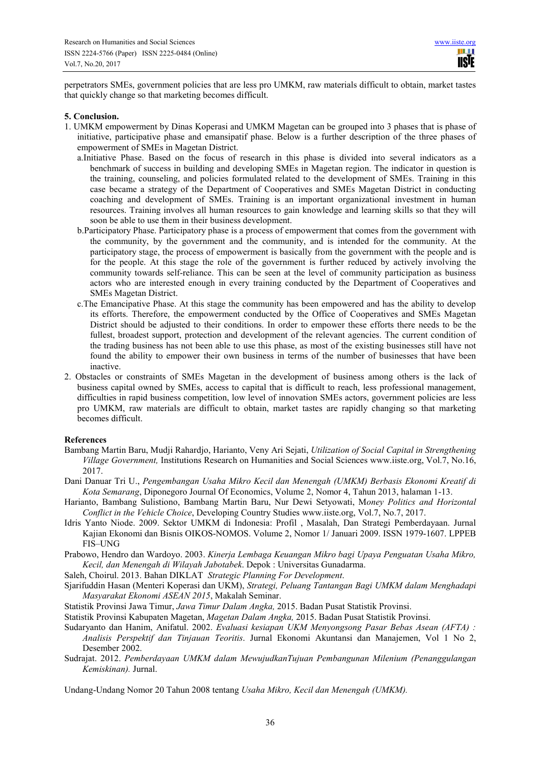perpetrators SMEs, government policies that are less pro UMKM, raw materials difficult to obtain, market tastes that quickly change so that marketing becomes difficult.

**5. Conclusion.**

1. UMKM empowerment by Dinas Koperasi and UMKM Magetan can be grouped into 3 phases that is phase of initiative, participative phase and emansipatif phase. Below is a further description of the three phases of empowerment of SMEs in Magetan District.
   a. Initiative Phase. Based on the focus of research in this phase is divided into several indicators as a benchmark of success in building and developing SMEs in Magetan region. The indicator in question is the training, counseling, and policies formulated related to the development of SMEs. Training in this case became a strategy of the Department of Cooperatives and SMEs Magetan District in conducting coaching and development of SMEs. Training is an important organizational investment in human resources. Training involves all human resources to gain knowledge and learning skills so that they will soon be able to use them in their business development.
   b. Participatory Phase. Participatory phase is a process of empowerment that comes from the government with the community, by the government and the community, and is intended for the community. At the participatory stage, the process of empowerment is basically from the government with the people and is for the people. At this stage the role of the government is further reduced by actively involving the community towards self-reliance. This can be seen at the level of community participation as business actors who are interested enough in every training conducted by the Department of Cooperatives and SMEs Magetan District.
   c. The Emancipative Phase. At this stage the community has been empowered and has the ability to develop its efforts. Therefore, the empowerment conducted by the Office of Cooperatives and SMEs Magetan District should be adjusted to their conditions. In order to empower these efforts there needs to be the fullest, broadest support, protection and development of the relevant agencies. The current condition of the trading business has not been able to use this phase, as most of the existing businesses still have not found the ability to empower their own business in terms of the number of businesses that have been inactive.
2. Obstacles or constraints of SMEs Magetan in the development of business among others is the lack of business capital owned by SMEs, access to capital that is difficult to reach, less professional management, difficulties in rapid business competition, low level of innovation SMEs actors, government policies are less pro UMKM, raw materials are difficult to obtain, market tastes are rapidly changing so that marketing becomes difficult.

**References**

Bambang Martin Baru, Mudji Rahardjo, Harianto, Veny Ari Sejati, *Utilization of Social Capital in Strengthening Village Government,* Institutions Research on Humanities and Social Sciences www.iiste.org, Vol.7, No.16, 2017.

Dani Danuar Tri U., *Pengembangan Usaha Mikro Kecil dan Menengah (UMKM) Berbasis Ekonomi Kreatif di Kota Semarang*, Diponegoro Journal Of Economics, Volume 2, Nomor 4, Tahun 2013, halaman 1-13.

Harianto, Bambang Sulistiono, Bambang Martin Baru, Nur Dewi Setyowati, M*oney Politics and Horizontal Conflict in the Vehicle Choice*, Developing Country Studies www.iiste.org, Vol.7, No.7, 2017.

Idris Yanto Niode. 2009. Sektor UMKM di Indonesia: Profil , Masalah, Dan Strategi Pemberdayaan. Jurnal Kajian Ekonomi dan Bisnis OIKOS-NOMOS. Volume 2, Nomor 1/ Januari 2009. ISSN 1979-1607. LPPEB FIS–UNG

Prabowo, Hendro dan Wardoyo. 2003. *Kinerja Lembaga Keuangan Mikro bagi Upaya Penguatan Usaha Mikro, Kecil, dan Menengah di Wilayah Jabotabek*. Depok : Universitas Gunadarma.

Saleh, Choirul. 2013. Bahan DIKLAT *Strategic Planning For Development*.

Sjarifuddin Hasan (Menteri Koperasi dan UKM), *Strategi, Peluang Tantangan Bagi UMKM dalam Menghadapi Masyarakat Ekonomi ASEAN 2015*, Makalah Seminar.

Statistik Provinsi Jawa Timur, *Jawa Timur Dalam Angka,* 2015. Badan Pusat Statistik Provinsi.

Statistik Provinsi Kabupaten Magetan, *Magetan Dalam Angka,* 2015. Badan Pusat Statistik Provinsi.

Sudaryanto dan Hanim, Anifatul. 2002. *Evaluasi kesiapan UKM Menyongsong Pasar Bebas Asean (AFTA) : Analisis Perspektif dan Tinjauan Teoritis*. Jurnal Ekonomi Akuntansi dan Manajemen, Vol 1 No 2, Desember 2002.

Sudrajat. 2012. *Pemberdayaan UMKM dalam MewujudkanTujuan Pembangunan Milenium (Penanggulangan Kemiskinan).* Jurnal.

Undang-Undang Nomor 20 Tahun 2008 tentang *Usaha Mikro, Kecil dan Menengah (UMKM).*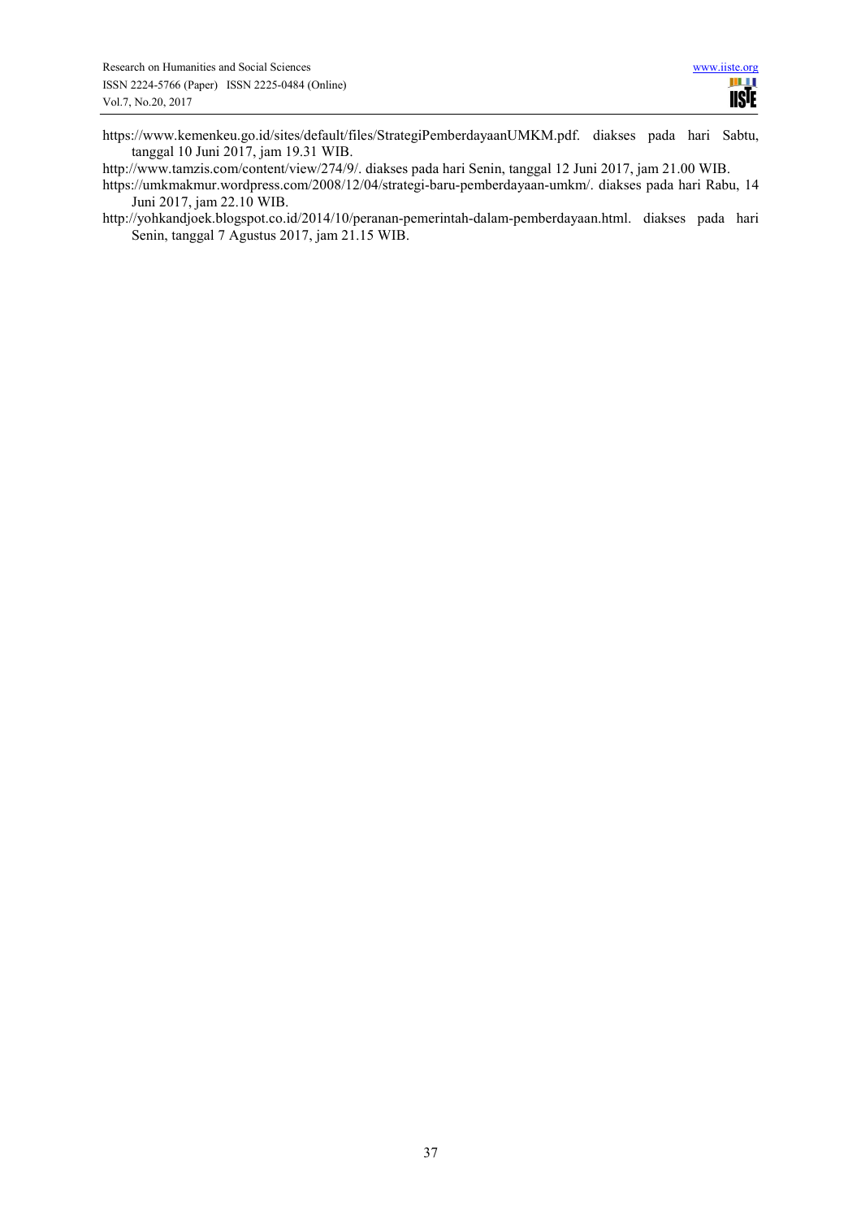https://www.kemenkeu.go.id/sites/default/files/StrategiPemberdayaanUMKM.pdf. diakses pada hari Sabtu, tanggal 10 Juni 2017, jam 19.31 WIB.

http://www.tamzis.com/content/view/274/9/. diakses pada hari Senin, tanggal 12 Juni 2017, jam 21.00 WIB.

https://umkmakmur.wordpress.com/2008/12/04/strategi-baru-pemberdayaan-umkm/. diakses pada hari Rabu, 14 Juni 2017, jam 22.10 WIB.

http://yohkandjoek.blogspot.co.id/2014/10/peranan-pemerintah-dalam-pemberdayaan.html. diakses pada hari Senin, tanggal 7 Agustus 2017, jam 21.15 WIB.